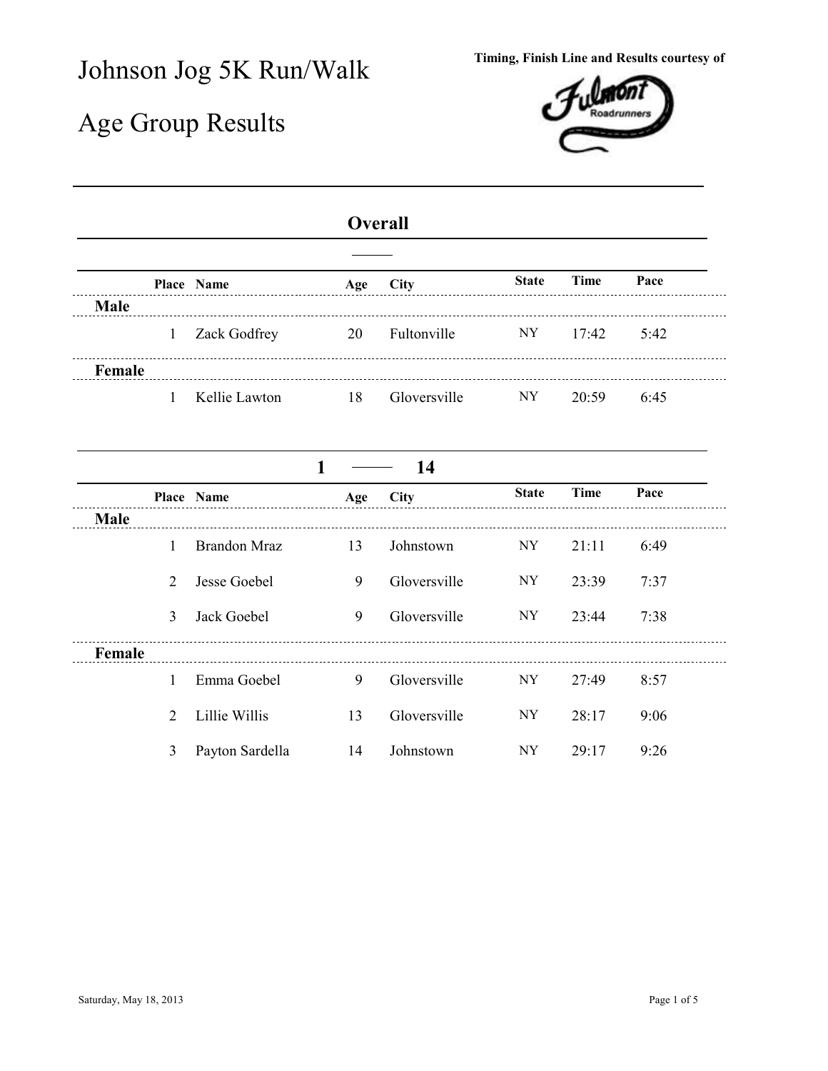# Johnson Jog 5K Run/Walk

# Age Group Results

**Timing, Finish Line and Results courtesy of**

## Overall

| | Place | Name | Age | City | State | Time | Pace |
|---|---|---|---|---|---|---|---|
| **Male** | | | | | | | |
| | 1 | Zack Godfrey | 20 | Fultonville | NY | 17:42 | 5:42 |
| **Female** | | | | | | | |
| | 1 | Kellie Lawton | 18 | Gloversville | NY | 20:59 | 6:45 |

## 1 — 14

| | Place | Name | Age | City | State | Time | Pace |
|---|---|---|---|---|---|---|---|
| **Male** | | | | | | | |
| | 1 | Brandon Mraz | 13 | Johnstown | NY | 21:11 | 6:49 |
| | 2 | Jesse Goebel | 9 | Gloversville | NY | 23:39 | 7:37 |
| | 3 | Jack Goebel | 9 | Gloversville | NY | 23:44 | 7:38 |
| **Female** | | | | | | | |
| | 1 | Emma Goebel | 9 | Gloversville | NY | 27:49 | 8:57 |
| | 2 | Lillie Willis | 13 | Gloversville | NY | 28:17 | 9:06 |
| | 3 | Payton Sardella | 14 | Johnstown | NY | 29:17 | 9:26 |

Saturday, May 18, 2013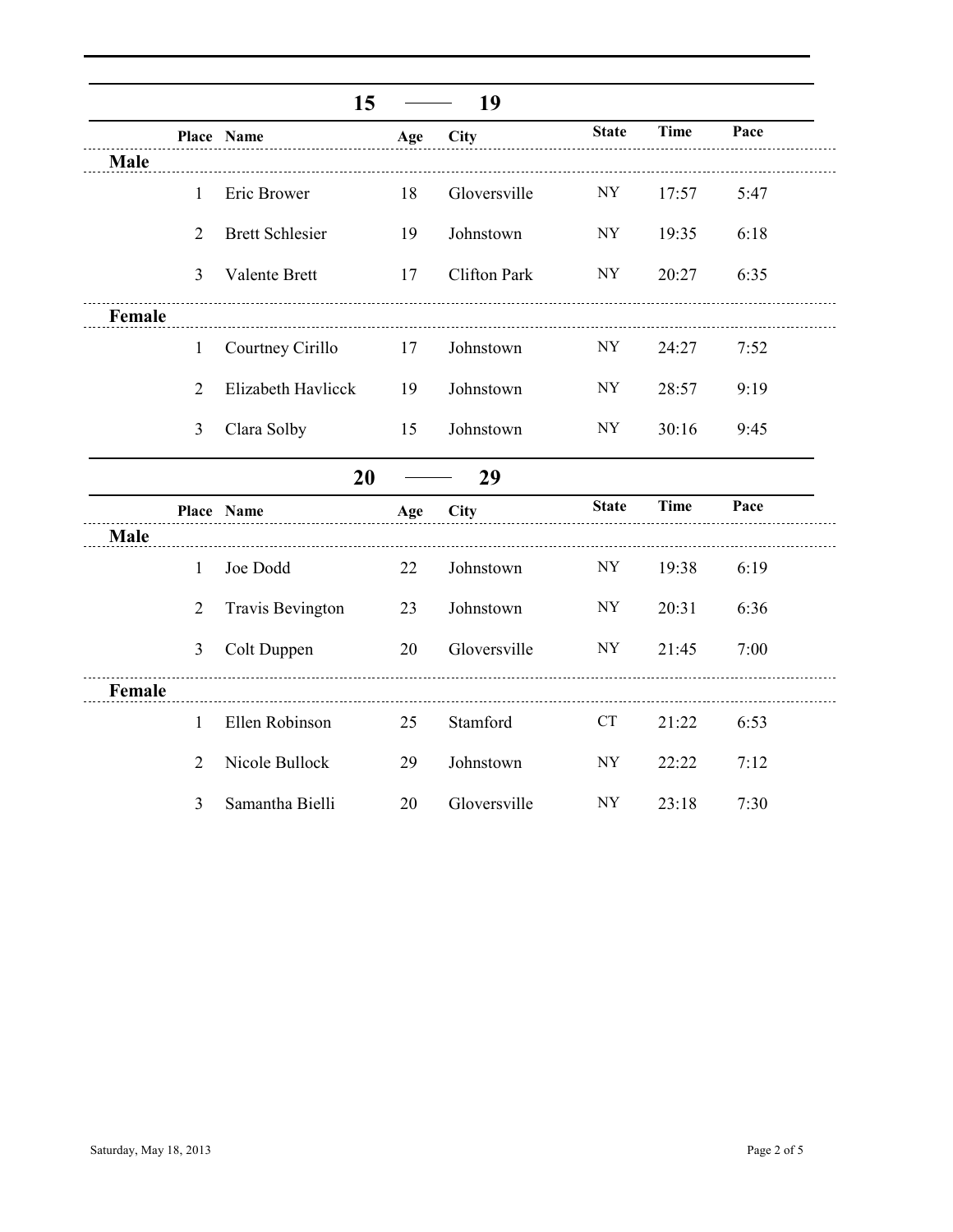## 15 — 19

| | Place | Name | Age | City | State | Time | Pace |
|---|---|---|---|---|---|---|---|
| **Male** | | | | | | | |
| | 1 | Eric Brower | 18 | Gloversville | NY | 17:57 | 5:47 |
| | 2 | Brett Schlesier | 19 | Johnstown | NY | 19:35 | 6:18 |
| | 3 | Valente Brett | 17 | Clifton Park | NY | 20:27 | 6:35 |
| **Female** | | | | | | | |
| | 1 | Courtney Cirillo | 17 | Johnstown | NY | 24:27 | 7:52 |
| | 2 | Elizabeth Havlicck | 19 | Johnstown | NY | 28:57 | 9:19 |
| | 3 | Clara Solby | 15 | Johnstown | NY | 30:16 | 9:45 |

## 20 — 29

| | Place | Name | Age | City | State | Time | Pace |
|---|---|---|---|---|---|---|---|
| **Male** | | | | | | | |
| | 1 | Joe Dodd | 22 | Johnstown | NY | 19:38 | 6:19 |
| | 2 | Travis Bevington | 23 | Johnstown | NY | 20:31 | 6:36 |
| | 3 | Colt Duppen | 20 | Gloversville | NY | 21:45 | 7:00 |
| **Female** | | | | | | | |
| | 1 | Ellen Robinson | 25 | Stamford | CT | 21:22 | 6:53 |
| | 2 | Nicole Bullock | 29 | Johnstown | NY | 22:22 | 7:12 |
| | 3 | Samantha Bielli | 20 | Gloversville | NY | 23:18 | 7:30 |

Saturday, May 18, 2013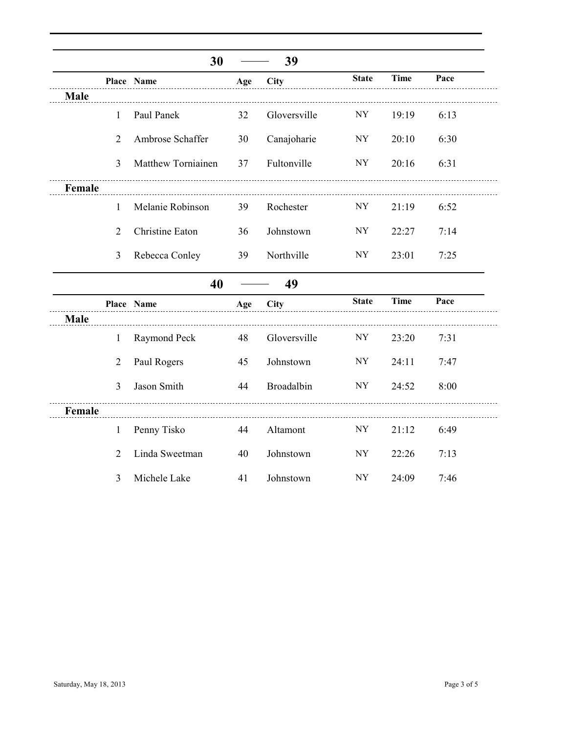## 30 — 39

| Place | Name | Age | City | State | Time | Pace |
|---|---|---|---|---|---|---|
| **Male** | | | | | | |
| 1 | Paul Panek | 32 | Gloversville | NY | 19:19 | 6:13 |
| 2 | Ambrose Schaffer | 30 | Canajoharie | NY | 20:10 | 6:30 |
| 3 | Matthew Torniainen | 37 | Fultonville | NY | 20:16 | 6:31 |
| **Female** | | | | | | |
| 1 | Melanie Robinson | 39 | Rochester | NY | 21:19 | 6:52 |
| 2 | Christine Eaton | 36 | Johnstown | NY | 22:27 | 7:14 |
| 3 | Rebecca Conley | 39 | Northville | NY | 23:01 | 7:25 |

## 40 — 49

| Place | Name | Age | City | State | Time | Pace |
|---|---|---|---|---|---|---|
| **Male** | | | | | | |
| 1 | Raymond Peck | 48 | Gloversville | NY | 23:20 | 7:31 |
| 2 | Paul Rogers | 45 | Johnstown | NY | 24:11 | 7:47 |
| 3 | Jason Smith | 44 | Broadalbin | NY | 24:52 | 8:00 |
| **Female** | | | | | | |
| 1 | Penny Tisko | 44 | Altamont | NY | 21:12 | 6:49 |
| 2 | Linda Sweetman | 40 | Johnstown | NY | 22:26 | 7:13 |
| 3 | Michele Lake | 41 | Johnstown | NY | 24:09 | 7:46 |

Saturday, May 18, 2013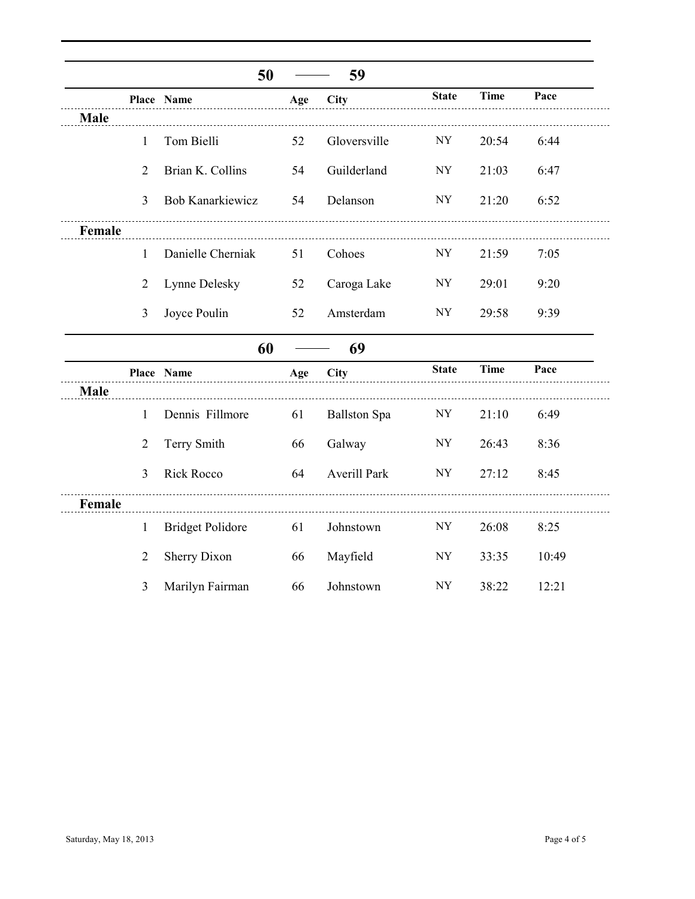## 50 — 59

| | Place | Name | Age | City | State | Time | Pace |
|---|---|---|---|---|---|---|---|
| **Male** | | | | | | | |
| | 1 | Tom Bielli | 52 | Gloversville | NY | 20:54 | 6:44 |
| | 2 | Brian K. Collins | 54 | Guilderland | NY | 21:03 | 6:47 |
| | 3 | Bob Kanarkiewicz | 54 | Delanson | NY | 21:20 | 6:52 |
| **Female** | | | | | | | |
| | 1 | Danielle Cherniak | 51 | Cohoes | NY | 21:59 | 7:05 |
| | 2 | Lynne Delesky | 52 | Caroga Lake | NY | 29:01 | 9:20 |
| | 3 | Joyce Poulin | 52 | Amsterdam | NY | 29:58 | 9:39 |

## 60 — 69

| | Place | Name | Age | City | State | Time | Pace |
|---|---|---|---|---|---|---|---|
| **Male** | | | | | | | |
| | 1 | Dennis Fillmore | 61 | Ballston Spa | NY | 21:10 | 6:49 |
| | 2 | Terry Smith | 66 | Galway | NY | 26:43 | 8:36 |
| | 3 | Rick Rocco | 64 | Averill Park | NY | 27:12 | 8:45 |
| **Female** | | | | | | | |
| | 1 | Bridget Polidore | 61 | Johnstown | NY | 26:08 | 8:25 |
| | 2 | Sherry Dixon | 66 | Mayfield | NY | 33:35 | 10:49 |
| | 3 | Marilyn Fairman | 66 | Johnstown | NY | 38:22 | 12:21 |

Saturday, May 18, 2013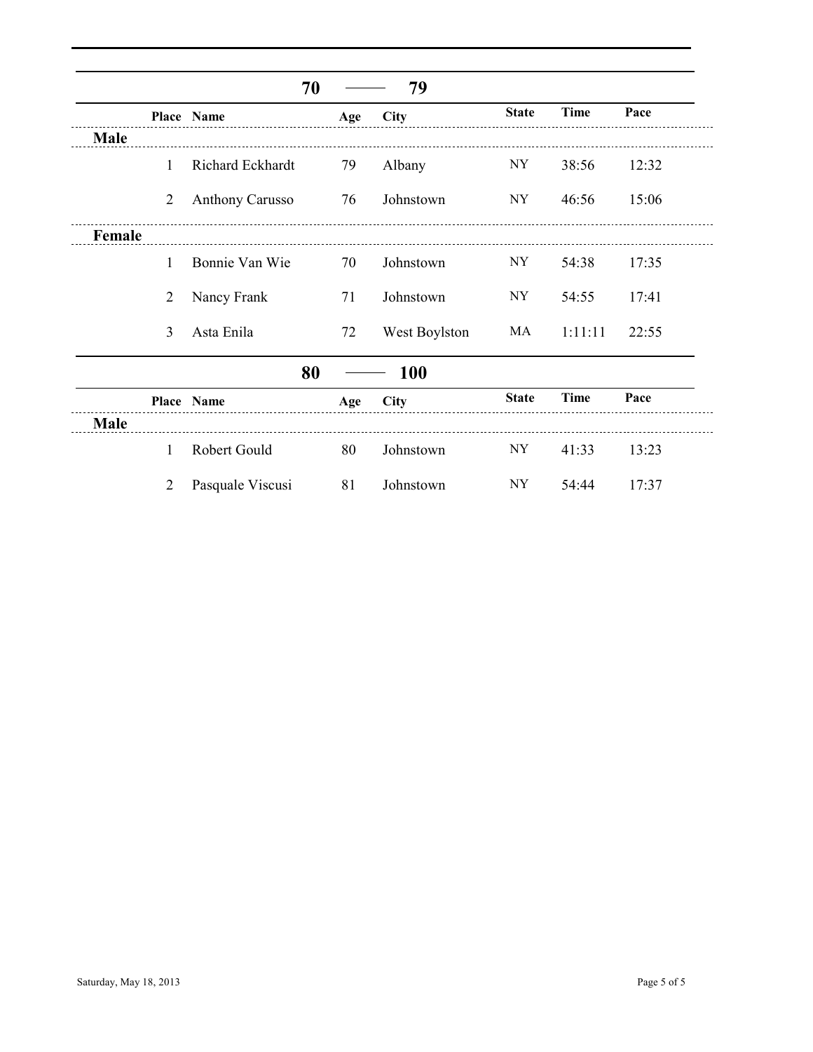## 70 — 79

| Place | Name | Age | City | State | Time | Pace |
|---|---|---|---|---|---|---|
| **Male** | | | | | | |
| 1 | Richard Eckhardt | 79 | Albany | NY | 38:56 | 12:32 |
| 2 | Anthony Carusso | 76 | Johnstown | NY | 46:56 | 15:06 |
| **Female** | | | | | | |
| 1 | Bonnie Van Wie | 70 | Johnstown | NY | 54:38 | 17:35 |
| 2 | Nancy Frank | 71 | Johnstown | NY | 54:55 | 17:41 |
| 3 | Asta Enila | 72 | West Boylston | MA | 1:11:11 | 22:55 |

## 80 — 100

| Place | Name | Age | City | State | Time | Pace |
|---|---|---|---|---|---|---|
| **Male** | | | | | | |
| 1 | Robert Gould | 80 | Johnstown | NY | 41:33 | 13:23 |
| 2 | Pasquale Viscusi | 81 | Johnstown | NY | 54:44 | 17:37 |

Saturday, May 18, 2013